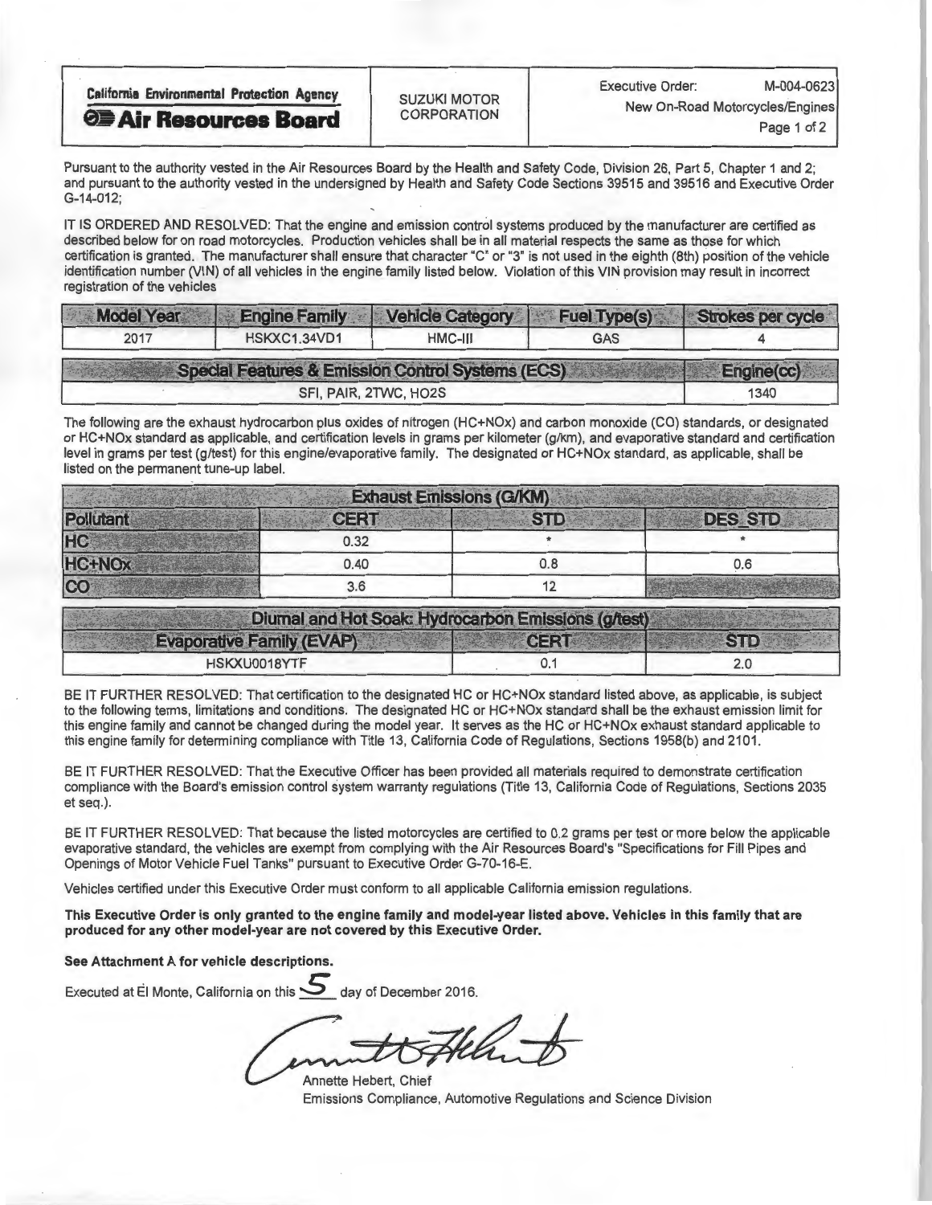| California Environmental Protection Agency **Air Resources Board** | SUZUKI MOTOR CORPORATION | Executive Order: M-004-0623 New On-Road Motorcycles/Engines |
|---|---|---|

Pursuant to the authority vested in the Air Resources Board by the Health and Safety Code, Division 26, Part 5, Chapter 1 and 2; and pursuant to the authority vested in the undersigned by Health and Safety Code Sections 39515 and 39516 and Executive Order G-14-012;

IT IS ORDERED AND RESOLVED: That the engine and emission control systems produced by the manufacturer are certified as described below for on road motorcycles. Production vehicles shall be in all material respects the same as those for which certification is granted. The manufacturer shall ensure that character "C" or "3" is not used in the eighth (8th) position of the vehicle identification number (VIN) of all vehicles in the engine family listed below. Violation of this VIN provision may result in incorrect registration of the vehicles

| Model Year | Engine Family | Vehicle Category | Fuel Type(s) | Strokes per cycle |
|---|---|---|---|---|
| 2017 | HSKXC1.34VD1 | HMC-III | GAS | 4 |

| Special Features & Emission Control Systems (ECS) | Engine(cc) |
|---|---|
| SFI, PAIR, 2TWC, HO2S | 1340 |

The following are the exhaust hydrocarbon plus oxides of nitrogen (HC+NOx) and carbon monoxide (CO) standards, or designated or HC+NOx standard as applicable, and certification levels in grams per kilometer (g/km), and evaporative standard and certification level in grams per test (g/test) for this engine/evaporative family. The designated or HC+NOx standard, as applicable, shall be listed on the permanent tune-up label.

| Exhaust Emissions (G/KM) | | | |
|---|---|---|---|
| Pollutant | CERT | STD | DES_STD |
| HC | 0.32 | * | * |
| HC+NOx | 0.40 | 0.8 | 0.6 |
| CO | 3.6 | 12 | |

| Diurnal and Hot Soak Hydrocarbon Emissions (g/test) | | |
|---|---|---|
| Evaporative Family (EVAP) | CERT | STD |
| HSKXU0018YTF | 0.1 | 2.0 |

BE IT FURTHER RESOLVED: That certification to the designated HC or HC+NOx standard listed above, as applicable, is subject to the following terms, limitations and conditions. The designated HC or HC+NOx standard shall be the exhaust emission limit for this engine family and cannot be changed during the model year. It serves as the HC or HC+NOx exhaust standard applicable to this engine family for determining compliance with Title 13, California Code of Regulations, Sections 1958(b) and 2101.

BE IT FURTHER RESOLVED: That the Executive Officer has been provided all materials required to demonstrate certification compliance with the Board's emission control system warranty regulations (Title 13, California Code of Regulations, Sections 2035 et seq.).

BE IT FURTHER RESOLVED: That because the listed motorcycles are certified to 0.2 grams per test or more below the applicable evaporative standard, the vehicles are exempt from complying with the Air Resources Board's "Specifications for Fill Pipes and Openings of Motor Vehicle Fuel Tanks" pursuant to Executive Order G-70-16-E.

Vehicles certified under this Executive Order must conform to all applicable California emission regulations.

**This Executive Order is only granted to the engine family and model-year listed above. Vehicles in this family that are produced for any other model-year are not covered by this Executive Order.**

**See Attachment A for vehicle descriptions.**

Executed at El Monte, California on this 5 day of December 2016.

Annette Hebert, Chief
Emissions Compliance, Automotive Regulations and Science Division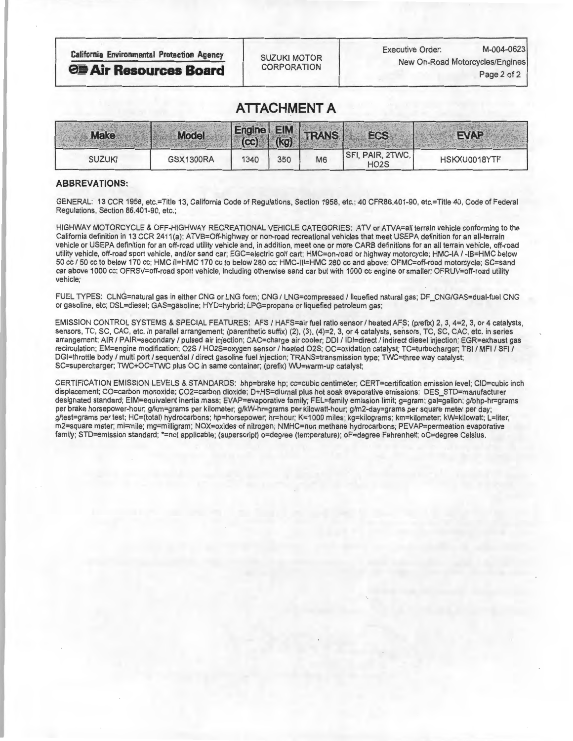| California Environmental Protection Agency<br>Air Resources Board | SUZUKI MOTOR CORPORATION | Executive Order: M-004-0623<br>New On-Road Motorcycles/Engines |
|---|---|---|

# ATTACHMENT A

| Make | Model | Engine (cc) | EIM (kg) | TRANS | ECS | EVAP |
|---|---|---|---|---|---|---|
| SUZUKI | GSX1300RA | 1340 | 350 | M6 | SFI, PAIR, 2TWC, HO2S | HSKXU0018YTF |

### ABBREVATIONS:

GENERAL: 13 CCR 1958, etc.=Title 13, California Code of Regulations, Section 1958, etc.; 40 CFR86.401-90, etc.=Title 40, Code of Federal Regulations, Section 86.401-90, etc.;

HIGHWAY MOTORCYCLE & OFF-HIGHWAY RECREATIONAL VEHICLE CATEGORIES: ATV or ATVA=all terrain vehicle conforming to the California definition in 13 CCR 2411(a); ATVB=Off-highway or non-road recreational vehicles that meet USEPA definition for an all-terrain vehicle or USEPA definition for an off-road utility vehicle and, in addition, meet one or more CARB definitions for an all terrain vehicle, off-road utility vehicle, off-road sport vehicle, and/or sand car; EGC=electric golf cart; HMC=on-road or highway motorcycle; HMC-IA / -IB=HMC below 50 cc / 50 cc to below 170 cc; HMC II=HMC 170 cc to below 280 cc; HMC-III=HMC 280 cc and above; OFMC=off-road motorcycle; SC=sand car above 1000 cc; OFRSV=off-road sport vehicle, including otherwise sand car but with 1000 cc engine or smaller; OFRUV=off-road utility vehicle;

FUEL TYPES: CLNG=natural gas in either CNG or LNG form; CNG / LNG=compressed / liquefied natural gas; DF_CNG/GAS=dual-fuel CNG or gasoline, etc; DSL=diesel; GAS=gasoline; HYD=hybrid; LPG=propane or liquefied petroleum gas;

EMISSION CONTROL SYSTEMS & SPECIAL FEATURES: AFS / HAFS=air fuel ratio sensor / heated AFS; (prefix) 2, 3, 4=2, 3, or 4 catalysts, sensors, TC, SC, CAC, etc. in parallel arrangement; (parenthetic suffix) (2), (3), (4)=2, 3, or 4 catalysts, sensors, TC, SC, CAC, etc. in series arrangement; AIR / PAIR=secondary / pulsed air injection; CAC=charge air cooler; DDI / IDI=direct / indirect diesel injection; EGR=exhaust gas recirculation; EM=engine modification; O2S / HO2S=oxygen sensor / heated O2S; OC=oxidation catalyst; TC=turbocharger; TBI / MFI / SFI / DGI=throttle body / multi port / sequential / direct gasoline fuel injection; TRANS=transmission type; TWC=three way catalyst; SC=supercharger; TWC+OC=TWC plus OC in same container; (prefix) WU=warm-up catalyst;

CERTIFICATION EMISSION LEVELS & STANDARDS: bhp=brake hp; cc=cubic centimeter; CERT=certification emission level; CID=cubic inch displacement; CO=carbon monoxide; CO2=carbon dioxide; D+HS=diurnal plus hot soak evaporative emissions; DES_STD=manufacturer designated standard; EIM=equivalent inertia mass; EVAP=evaporative family; FEL=family emission limit; g=gram; gal=gallon; g/bhp-hr=grams per brake horsepower-hour; g/km=grams per kilometer; g/kW-hr=grams per kilowatt-hour; g/m2-day=grams per square meter per day; g/test=grams per test; HC=(total) hydrocarbons; hp=horsepower; hr=hour; K=1000 miles; kg=kilograms; km=kilometer; kW=kilowatt; L=liter; m2=square meter; mi=mile; mg=milligram; NOX=oxides of nitrogen; NMHC=non methane hydrocarbons; PEVAP=permeation evaporative family; STD=emission standard; *=not applicable; (superscript) o=degree (temperature); oF=degree Fahrenheit; oC=degree Celsius.